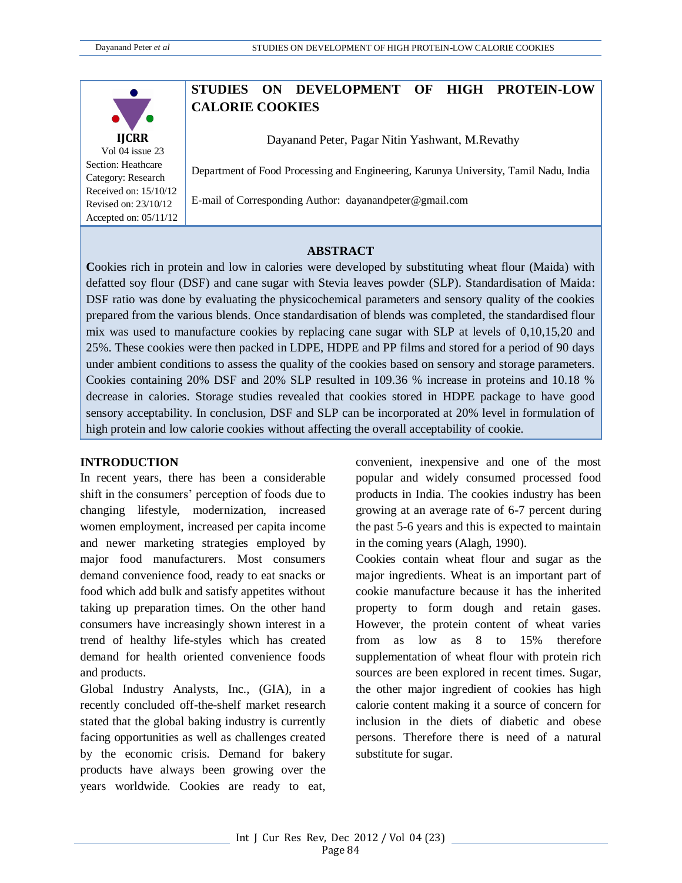IJCRR
Vol 04 issue 23
Section: Heathcare
Category: Research
Received on: 15/10/12
Revised on: 23/10/12
Accepted on: 05/11/12

# STUDIES ON DEVELOPMENT OF HIGH PROTEIN-LOW CALORIE COOKIES

Dayanand Peter, Pagar Nitin Yashwant, M.Revathy

Department of Food Processing and Engineering, Karunya University, Tamil Nadu, India

E-mail of Corresponding Author: dayanandpeter@gmail.com

## ABSTRACT

**C**ookies rich in protein and low in calories were developed by substituting wheat flour (Maida) with defatted soy flour (DSF) and cane sugar with Stevia leaves powder (SLP). Standardisation of Maida: DSF ratio was done by evaluating the physicochemical parameters and sensory quality of the cookies prepared from the various blends. Once standardisation of blends was completed, the standardised flour mix was used to manufacture cookies by replacing cane sugar with SLP at levels of 0,10,15,20 and 25%. These cookies were then packed in LDPE, HDPE and PP films and stored for a period of 90 days under ambient conditions to assess the quality of the cookies based on sensory and storage parameters. Cookies containing 20% DSF and 20% SLP resulted in 109.36 % increase in proteins and 10.18 % decrease in calories. Storage studies revealed that cookies stored in HDPE package to have good sensory acceptability. In conclusion, DSF and SLP can be incorporated at 20% level in formulation of high protein and low calorie cookies without affecting the overall acceptability of cookie.

## INTRODUCTION

In recent years, there has been a considerable shift in the consumers' perception of foods due to changing lifestyle, modernization, increased women employment, increased per capita income and newer marketing strategies employed by major food manufacturers. Most consumers demand convenience food, ready to eat snacks or food which add bulk and satisfy appetites without taking up preparation times. On the other hand consumers have increasingly shown interest in a trend of healthy life-styles which has created demand for health oriented convenience foods and products.

Global Industry Analysts, Inc., (GIA), in a recently concluded off-the-shelf market research stated that the global baking industry is currently facing opportunities as well as challenges created by the economic crisis. Demand for bakery products have always been growing over the years worldwide. Cookies are ready to eat, convenient, inexpensive and one of the most popular and widely consumed processed food products in India. The cookies industry has been growing at an average rate of 6-7 percent during the past 5-6 years and this is expected to maintain in the coming years (Alagh, 1990).

Cookies contain wheat flour and sugar as the major ingredients. Wheat is an important part of cookie manufacture because it has the inherited property to form dough and retain gases. However, the protein content of wheat varies from as low as 8 to 15% therefore supplementation of wheat flour with protein rich sources are been explored in recent times. Sugar, the other major ingredient of cookies has high calorie content making it a source of concern for inclusion in the diets of diabetic and obese persons. Therefore there is need of a natural substitute for sugar.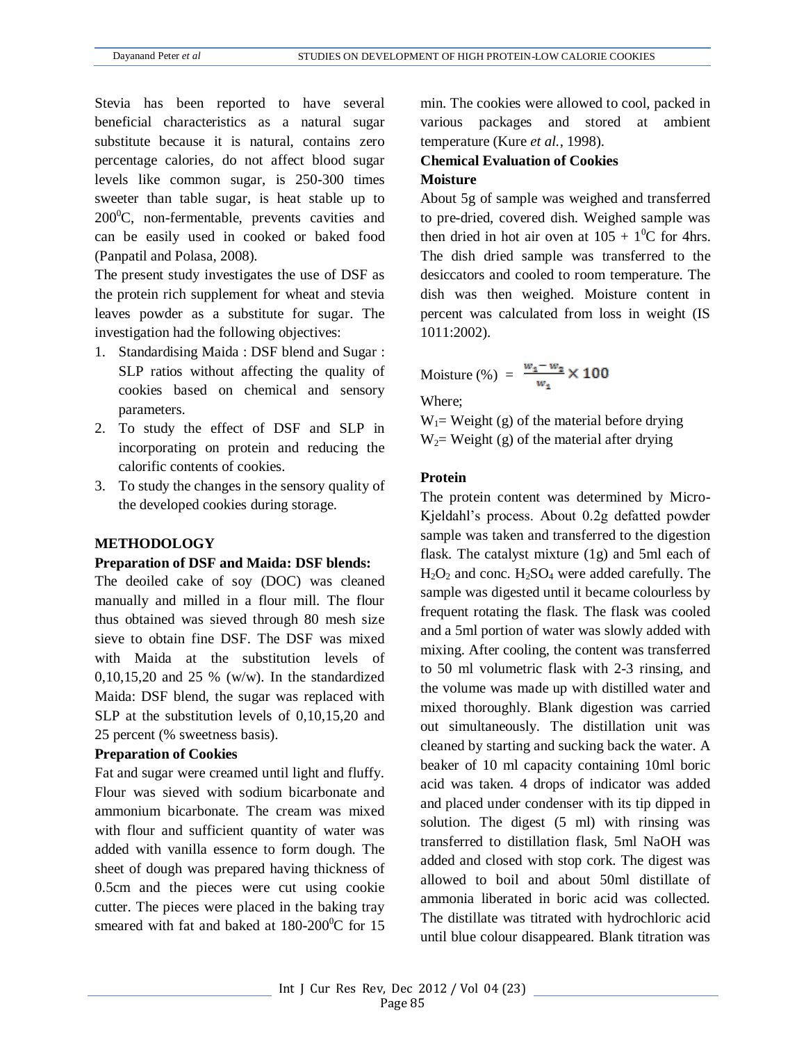Stevia has been reported to have several beneficial characteristics as a natural sugar substitute because it is natural, contains zero percentage calories, do not affect blood sugar levels like common sugar, is 250-300 times sweeter than table sugar, is heat stable up to $200^0$C, non-fermentable, prevents cavities and can be easily used in cooked or baked food (Panpatil and Polasa, 2008).

The present study investigates the use of DSF as the protein rich supplement for wheat and stevia leaves powder as a substitute for sugar. The investigation had the following objectives:

1. Standardising Maida : DSF blend and Sugar : SLP ratios without affecting the quality of cookies based on chemical and sensory parameters.
2. To study the effect of DSF and SLP in incorporating on protein and reducing the calorific contents of cookies.
3. To study the changes in the sensory quality of the developed cookies during storage.

## METHODOLOGY

### Preparation of DSF and Maida: DSF blends:

The deoiled cake of soy (DOC) was cleaned manually and milled in a flour mill. The flour thus obtained was sieved through 80 mesh size sieve to obtain fine DSF. The DSF was mixed with Maida at the substitution levels of 0,10,15,20 and 25 % (w/w). In the standardized Maida: DSF blend, the sugar was replaced with SLP at the substitution levels of 0,10,15,20 and 25 percent (% sweetness basis).

### Preparation of Cookies

Fat and sugar were creamed until light and fluffy. Flour was sieved with sodium bicarbonate and ammonium bicarbonate. The cream was mixed with flour and sufficient quantity of water was added with vanilla essence to form dough. The sheet of dough was prepared having thickness of 0.5cm and the pieces were cut using cookie cutter. The pieces were placed in the baking tray smeared with fat and baked at 180-$200^0$C for 15 min. The cookies were allowed to cool, packed in various packages and stored at ambient temperature (Kure *et al.*, 1998).

### Chemical Evaluation of Cookies

**Moisture**

About 5g of sample was weighed and transferred to pre-dried, covered dish. Weighed sample was then dried in hot air oven at 105 + $1^0$C for 4hrs. The dish dried sample was transferred to the desiccators and cooled to room temperature. The dish was then weighed. Moisture content in percent was calculated from loss in weight (IS 1011:2002).

$$\text{Moisture (\%)} = \frac{w_1 - w_2}{w_1} \times 100$$

Where;

$W_1$= Weight (g) of the material before drying

$W_2$= Weight (g) of the material after drying

**Protein**

The protein content was determined by Micro-Kjeldahl's process. About 0.2g defatted powder sample was taken and transferred to the digestion flask. The catalyst mixture (1g) and 5ml each of $H_2O_2$ and conc. $H_2SO_4$ were added carefully. The sample was digested until it became colourless by frequent rotating the flask. The flask was cooled and a 5ml portion of water was slowly added with mixing. After cooling, the content was transferred to 50 ml volumetric flask with 2-3 rinsing, and the volume was made up with distilled water and mixed thoroughly. Blank digestion was carried out simultaneously. The distillation unit was cleaned by starting and sucking back the water. A beaker of 10 ml capacity containing 10ml boric acid was taken. 4 drops of indicator was added and placed under condenser with its tip dipped in solution. The digest (5 ml) with rinsing was transferred to distillation flask, 5ml NaOH was added and closed with stop cork. The digest was allowed to boil and about 50ml distillate of ammonia liberated in boric acid was collected. The distillate was titrated with hydrochloric acid until blue colour disappeared. Blank titration was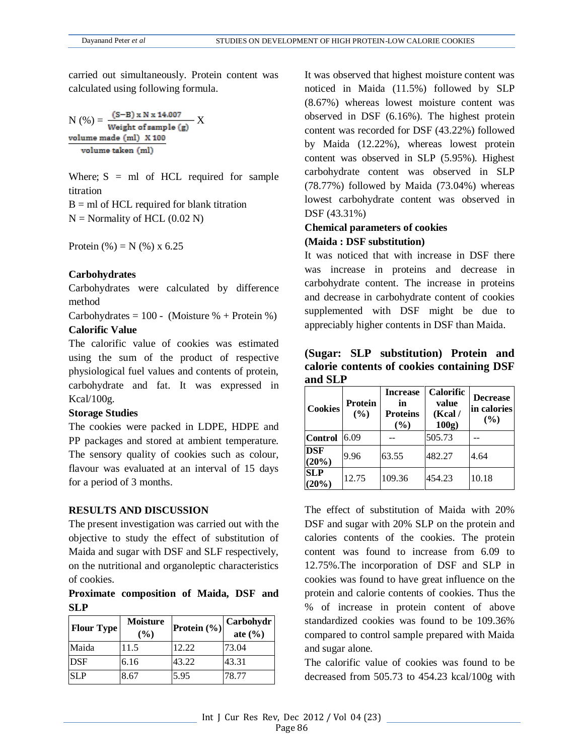carried out simultaneously. Protein content was calculated using following formula.

$$N(\%) = \frac{(S-B) \times N \times 14.007}{\text{Weight of sample (g)}} \times \frac{\text{volume made (ml)} \times 100}{\text{volume taken (ml)}}$$

Where; S = ml of HCL required for sample titration

B = ml of HCL required for blank titration

N = Normality of HCL (0.02 N)

Protein (%) = N (%) x 6.25

**Carbohydrates**

Carbohydrates were calculated by difference method

Carbohydrates = 100 - (Moisture % + Protein %)

**Calorific Value**

The calorific value of cookies was estimated using the sum of the product of respective physiological fuel values and contents of protein, carbohydrate and fat. It was expressed in Kcal/100g.

**Storage Studies**

The cookies were packed in LDPE, HDPE and PP packages and stored at ambient temperature. The sensory quality of cookies such as colour, flavour was evaluated at an interval of 15 days for a period of 3 months.

## RESULTS AND DISCUSSION

The present investigation was carried out with the objective to study the effect of substitution of Maida and sugar with DSF and SLF respectively, on the nutritional and organoleptic characteristics of cookies.

**Proximate composition of Maida, DSF and SLP**

| Flour Type | Moisture (%) | Protein (%) | Carbohydrate (%) |
|---|---|---|---|
| Maida | 11.5 | 12.22 | 73.04 |
| DSF | 6.16 | 43.22 | 43.31 |
| SLP | 8.67 | 5.95 | 78.77 |

It was observed that highest moisture content was noticed in Maida (11.5%) followed by SLP (8.67%) whereas lowest moisture content was observed in DSF (6.16%). The highest protein content was recorded for DSF (43.22%) followed by Maida (12.22%), whereas lowest protein content was observed in SLP (5.95%). Highest carbohydrate content was observed in SLP (78.77%) followed by Maida (73.04%) whereas lowest carbohydrate content was observed in DSF (43.31%)

**Chemical parameters of cookies**
**(Maida : DSF substitution)**

It was noticed that with increase in DSF there was increase in proteins and decrease in carbohydrate content. The increase in proteins and decrease in carbohydrate content of cookies supplemented with DSF might be due to appreciably higher contents in DSF than Maida.

**(Sugar: SLP substitution) Protein and calorie contents of cookies containing DSF and SLP**

| Cookies | Protein (%) | Increase in Proteins (%) | Calorific value (Kcal / 100g) | Decrease in calories (%) |
|---|---|---|---|---|
| **Control** | 6.09 | -- | 505.73 | -- |
| **DSF (20%)** | 9.96 | 63.55 | 482.27 | 4.64 |
| **SLP (20%)** | 12.75 | 109.36 | 454.23 | 10.18 |

The effect of substitution of Maida with 20% DSF and sugar with 20% SLP on the protein and calories contents of the cookies. The protein content was found to increase from 6.09 to 12.75%.The incorporation of DSF and SLP in cookies was found to have great influence on the protein and calorie contents of cookies. Thus the % of increase in protein content of above standardized cookies was found to be 109.36% compared to control sample prepared with Maida and sugar alone.

The calorific value of cookies was found to be decreased from 505.73 to 454.23 kcal/100g with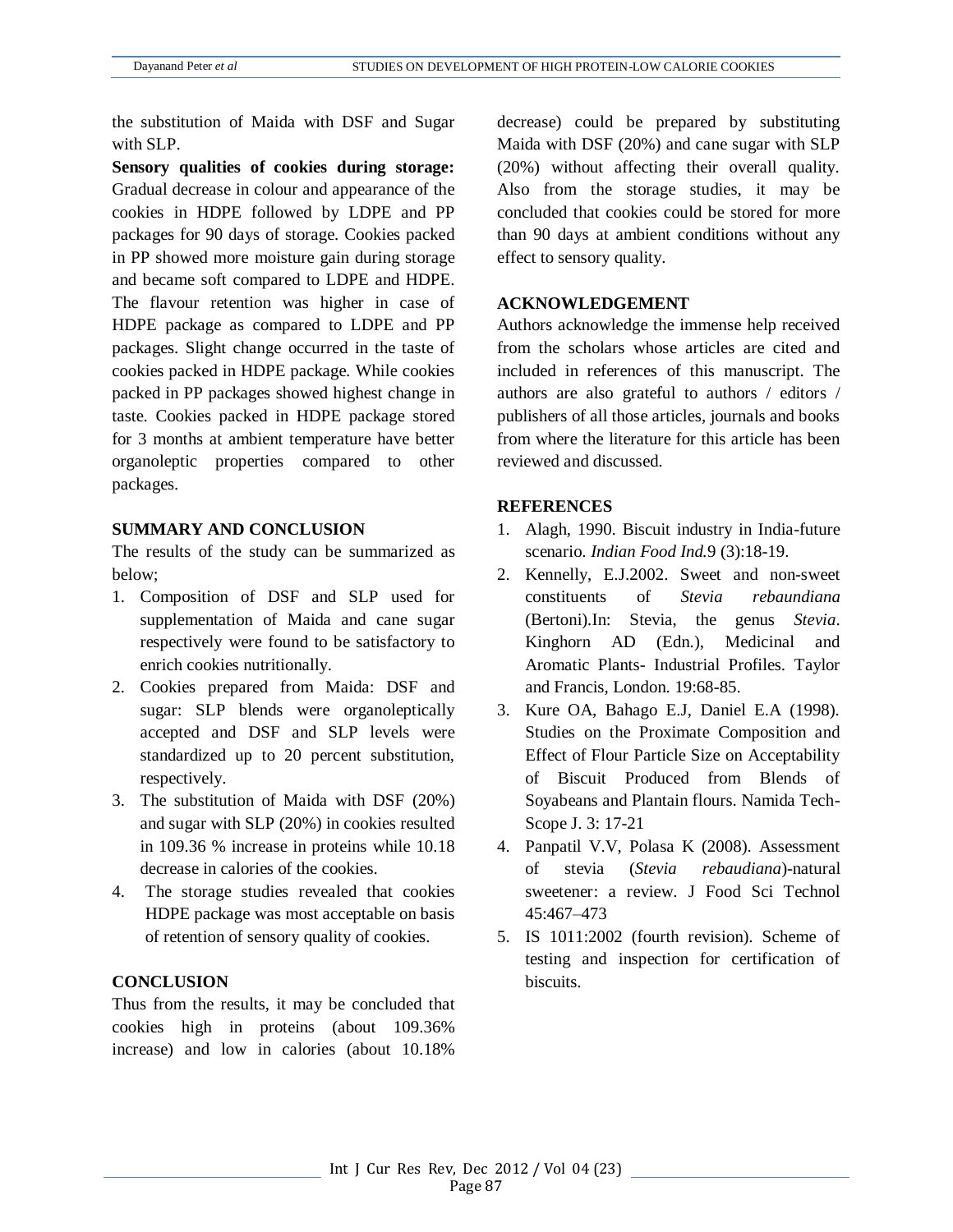the substitution of Maida with DSF and Sugar with SLP.

**Sensory qualities of cookies during storage:** Gradual decrease in colour and appearance of the cookies in HDPE followed by LDPE and PP packages for 90 days of storage. Cookies packed in PP showed more moisture gain during storage and became soft compared to LDPE and HDPE. The flavour retention was higher in case of HDPE package as compared to LDPE and PP packages. Slight change occurred in the taste of cookies packed in HDPE package. While cookies packed in PP packages showed highest change in taste. Cookies packed in HDPE package stored for 3 months at ambient temperature have better organoleptic properties compared to other packages.

## SUMMARY AND CONCLUSION

The results of the study can be summarized as below;

1. Composition of DSF and SLP used for supplementation of Maida and cane sugar respectively were found to be satisfactory to enrich cookies nutritionally.
2. Cookies prepared from Maida: DSF and sugar: SLP blends were organoleptically accepted and DSF and SLP levels were standardized up to 20 percent substitution, respectively.
3. The substitution of Maida with DSF (20%) and sugar with SLP (20%) in cookies resulted in 109.36 % increase in proteins while 10.18 decrease in calories of the cookies.
4. The storage studies revealed that cookies HDPE package was most acceptable on basis of retention of sensory quality of cookies.

## CONCLUSION

Thus from the results, it may be concluded that cookies high in proteins (about 109.36% increase) and low in calories (about 10.18% decrease) could be prepared by substituting Maida with DSF (20%) and cane sugar with SLP (20%) without affecting their overall quality. Also from the storage studies, it may be concluded that cookies could be stored for more than 90 days at ambient conditions without any effect to sensory quality.

## ACKNOWLEDGEMENT

Authors acknowledge the immense help received from the scholars whose articles are cited and included in references of this manuscript. The authors are also grateful to authors / editors / publishers of all those articles, journals and books from where the literature for this article has been reviewed and discussed.

## REFERENCES

1. Alagh, 1990. Biscuit industry in India-future scenario. *Indian Food Ind.*9 (3):18-19.
2. Kennelly, E.J.2002. Sweet and non-sweet constituents of *Stevia rebaundiana* (Bertoni).In: Stevia, the genus *Stevia*. Kinghorn AD (Edn.), Medicinal and Aromatic Plants- Industrial Profiles. Taylor and Francis, London. 19:68-85.
3. Kure OA, Bahago E.J, Daniel E.A (1998). Studies on the Proximate Composition and Effect of Flour Particle Size on Acceptability of Biscuit Produced from Blends of Soyabeans and Plantain flours. Namida Tech-Scope J. 3: 17-21
4. Panpatil V.V, Polasa K (2008). Assessment of stevia (*Stevia rebaudiana*)-natural sweetener: a review. J Food Sci Technol 45:467–473
5. IS 1011:2002 (fourth revision). Scheme of testing and inspection for certification of biscuits.